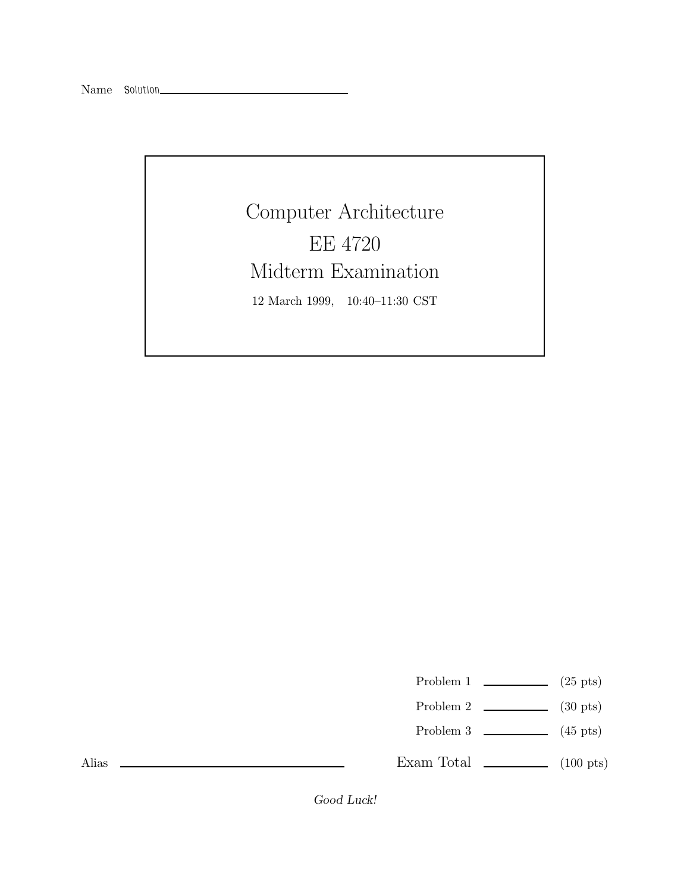Name Solution \_\_\_\_\_\_\_\_\_\_\_\_\_\_\_\_\_\_\_\_\_\_\_\_

# Computer Architecture

# EE 4720

# Midterm Examination

12 March 1999, 10:40–11:30 CST

| | | |
|---|---|---|
| Problem 1 | \_\_\_\_\_\_\_\_ | (25 pts) |
| Problem 2 | \_\_\_\_\_\_\_\_ | (30 pts) |
| Problem 3 | \_\_\_\_\_\_\_\_ | (45 pts) |
| Exam Total | \_\_\_\_\_\_\_\_ | (100 pts) |

Alias \_\_\_\_\_\_\_\_\_\_\_\_\_\_\_\_\_\_\_\_\_\_\_\_

*Good Luck!*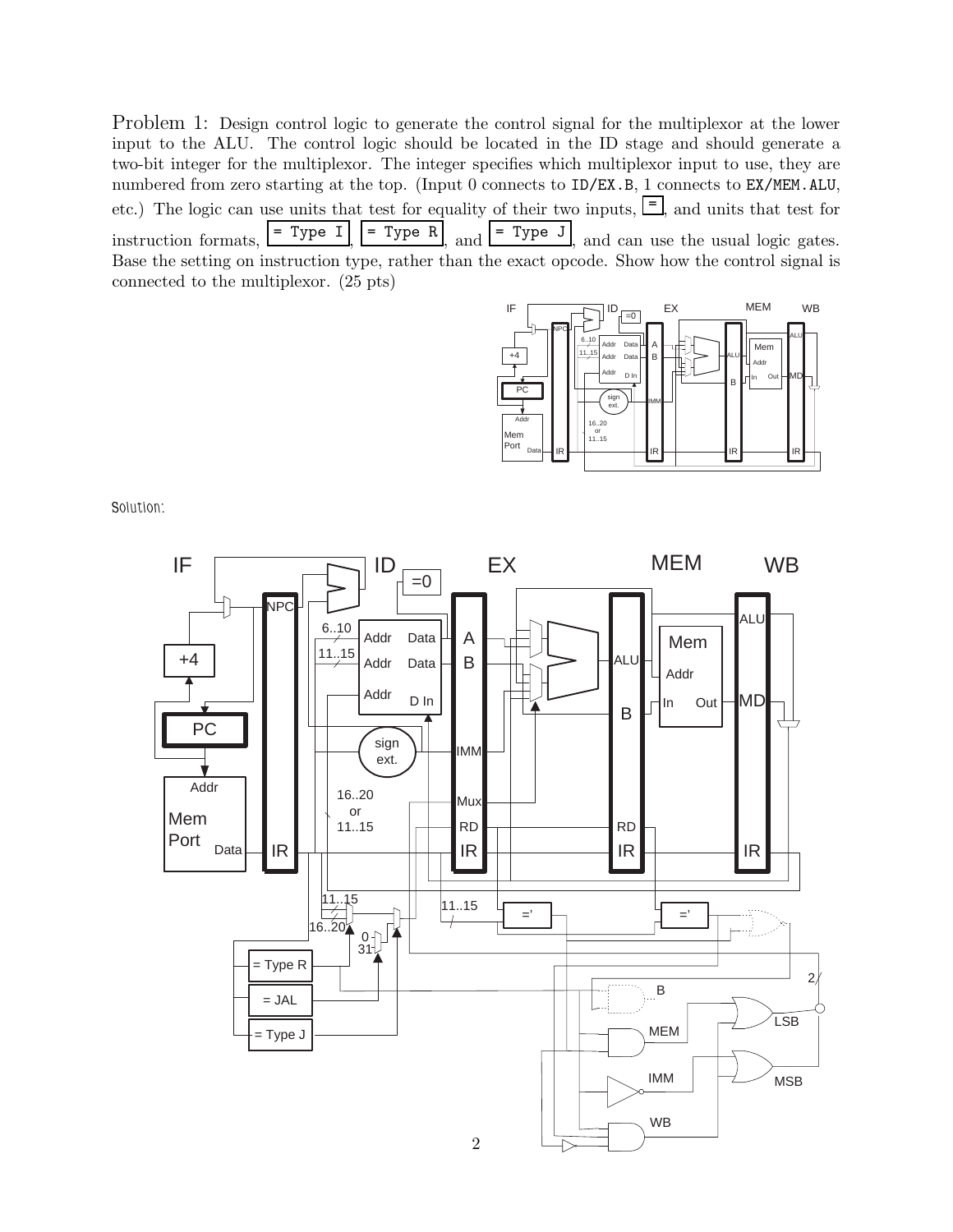Problem 1: Design control logic to generate the control signal for the multiplexor at the lower input to the ALU. The control logic should be located in the ID stage and should generate a two-bit integer for the multiplexor. The integer specifies which multiplexor input to use, they are numbered from zero starting at the top. (Input 0 connects to `ID/EX.B`, 1 connects to `EX/MEM.ALU`, etc.) The logic can use units that test for equality of their two inputs, `=`, and units that test for instruction formats, `= Type I`, `= Type R`, and `= Type J`, and can use the usual logic gates. Base the setting on instruction type, rather than the exact opcode. Show how the control signal is connected to the multiplexor. (25 pts)

Solution: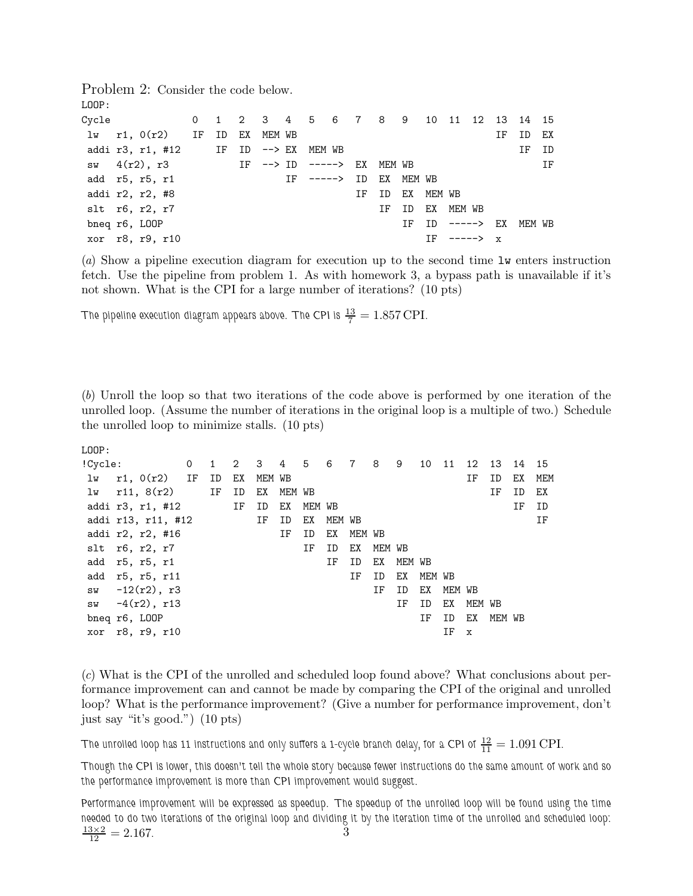Problem 2: Consider the code below.

```
LOOP:
Cycle              0   1   2   3   4   5   6   7   8   9   10  11  12  13  14  15
 lw   r1, 0(r2)    IF  ID  EX  MEM WB                                  IF  ID  EX
 addi r3, r1, #12      IF  ID  --> EX  MEM WB                              IF  ID
 sw   4(r2), r3            IF  --> ID  ----->  EX  MEM WB                      IF
 add  r5, r5, r1                   IF  ----->  ID  EX  MEM WB
 addi r2, r2, #8                               IF  ID  EX  MEM WB
 slt  r6, r2, r7                                   IF  ID  EX  MEM WB
 bneq r6, LOOP                                         IF  ID  ----->  EX  MEM WB
 xor  r8, r9, r10                                          IF  ----->  x
```

(*a*) Show a pipeline execution diagram for execution up to the second time `lw` enters instruction fetch. Use the pipeline from problem 1. As with homework 3, a bypass path is unavailable if it's not shown. What is the CPI for a large number of iterations? (10 pts)

The pipeline execution diagram appears above. The CPI is $\frac{13}{7} = 1.857\,\text{CPI}$.

(*b*) Unroll the loop so that two iterations of the code above is performed by one iteration of the unrolled loop. (Assume the number of iterations in the original loop is a multiple of two.) Schedule the unrolled loop to minimize stalls. (10 pts)

```
LOOP:
!Cycle:            0   1   2   3   4   5   6   7   8   9   10  11  12  13  14  15
 lw   r1, 0(r2)    IF  ID  EX  MEM WB                                  IF  ID  EX  MEM
 lw   r11, 8(r2)       IF  ID  EX  MEM WB                                  IF  ID  EX
 addi r3, r1, #12          IF  ID  EX  MEM WB                                  IF  ID
 addi r13, r11, #12            IF  ID  EX  MEM WB                                  IF
 addi r2, r2, #16                  IF  ID  EX  MEM WB
 slt  r6, r2, r7                       IF  ID  EX  MEM WB
 add  r5, r5, r1                           IF  ID  EX  MEM WB
 add  r5, r5, r11                              IF  ID  EX  MEM WB
 sw   -12(r2), r3                                  IF  ID  EX  MEM WB
 sw   -4(r2), r13                                      IF  ID  EX  MEM WB
 bneq r6, LOOP                                             IF  ID  EX  MEM WB
 xor  r8, r9, r10                                              IF  x
```

(*c*) What is the CPI of the unrolled and scheduled loop found above? What conclusions about performance improvement can and cannot be made by comparing the CPI of the original and unrolled loop? What is the performance improvement? (Give a number for performance improvement, don't just say "it's good.") (10 pts)

The unrolled loop has 11 instructions and only suffers a 1-cycle branch delay, for a CPI of $\frac{12}{11} = 1.091\,\text{CPI}$.

Though the CPI is lower, this doesn't tell the whole story because fewer instructions do the same amount of work and so the performance improvement is more than CPI improvement would suggest.

Performance improvement will be expressed as speedup. The speedup of the unrolled loop will be found using the time needed to do two iterations of the original loop and dividing it by the iteration time of the unrolled and scheduled loop: $\frac{13 \times 2}{12} = 2.167$.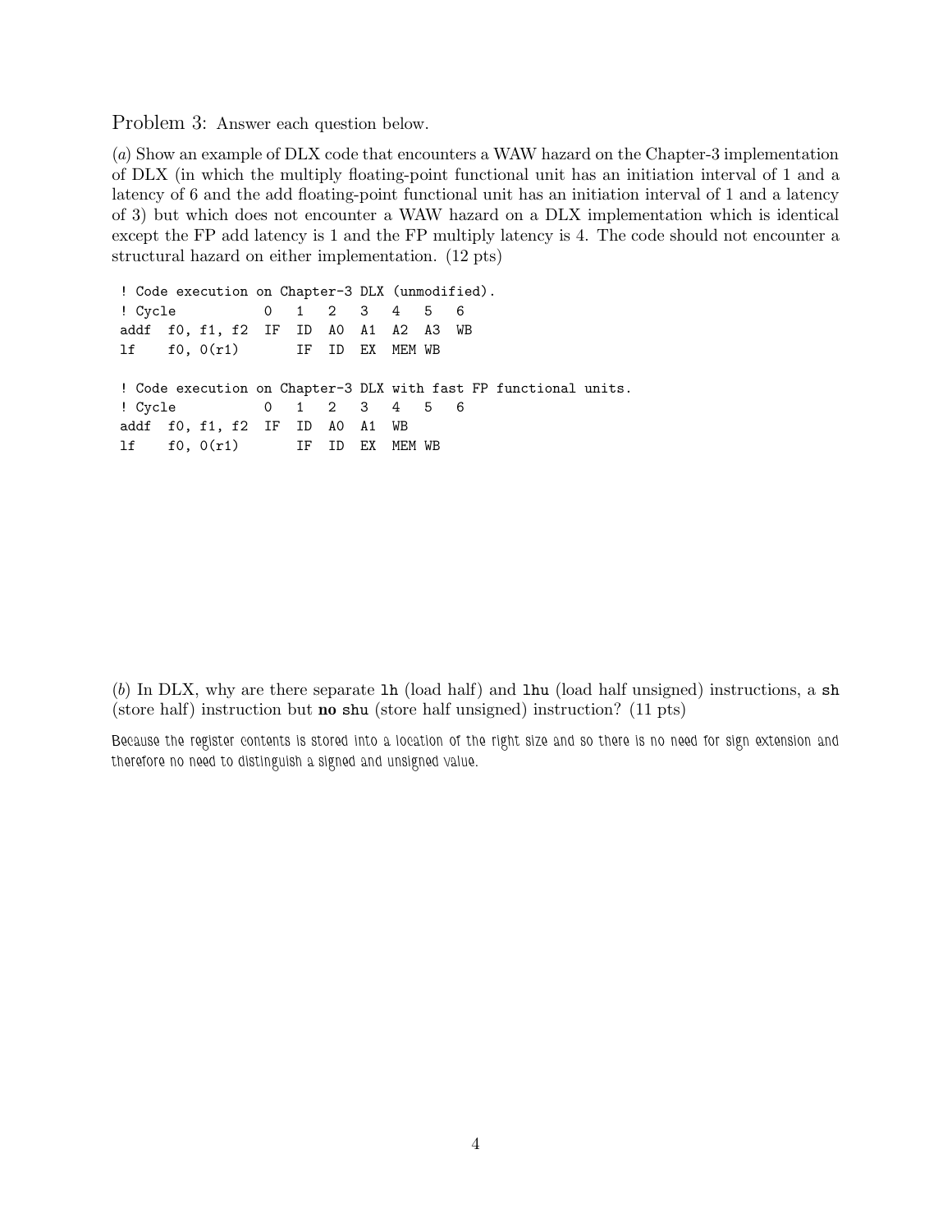Problem 3: Answer each question below.

(*a*) Show an example of DLX code that encounters a WAW hazard on the Chapter-3 implementation of DLX (in which the multiply floating-point functional unit has an initiation interval of 1 and a latency of 6 and the add floating-point functional unit has an initiation interval of 1 and a latency of 3) but which does not encounter a WAW hazard on a DLX implementation which is identical except the FP add latency is 1 and the FP multiply latency is 4. The code should not encounter a structural hazard on either implementation. (12 pts)

```
! Code execution on Chapter-3 DLX (unmodified).
! Cycle           0   1   2   3   4   5   6
addf  f0, f1, f2  IF  ID  A0  A1  A2  A3  WB
lf    f0, 0(r1)       IF  ID  EX  MEM WB

! Code execution on Chapter-3 DLX with fast FP functional units.
! Cycle           0   1   2   3   4   5   6
addf  f0, f1, f2  IF  ID  A0  A1  WB
lf    f0, 0(r1)       IF  ID  EX  MEM WB
```

(*b*) In DLX, why are there separate `lh` (load half) and `lhu` (load half unsigned) instructions, a `sh` (store half) instruction but **no** `shu` (store half unsigned) instruction? (11 pts)

Because the register contents is stored into a location of the right size and so there is no need for sign extension and therefore no need to distinguish a signed and unsigned value.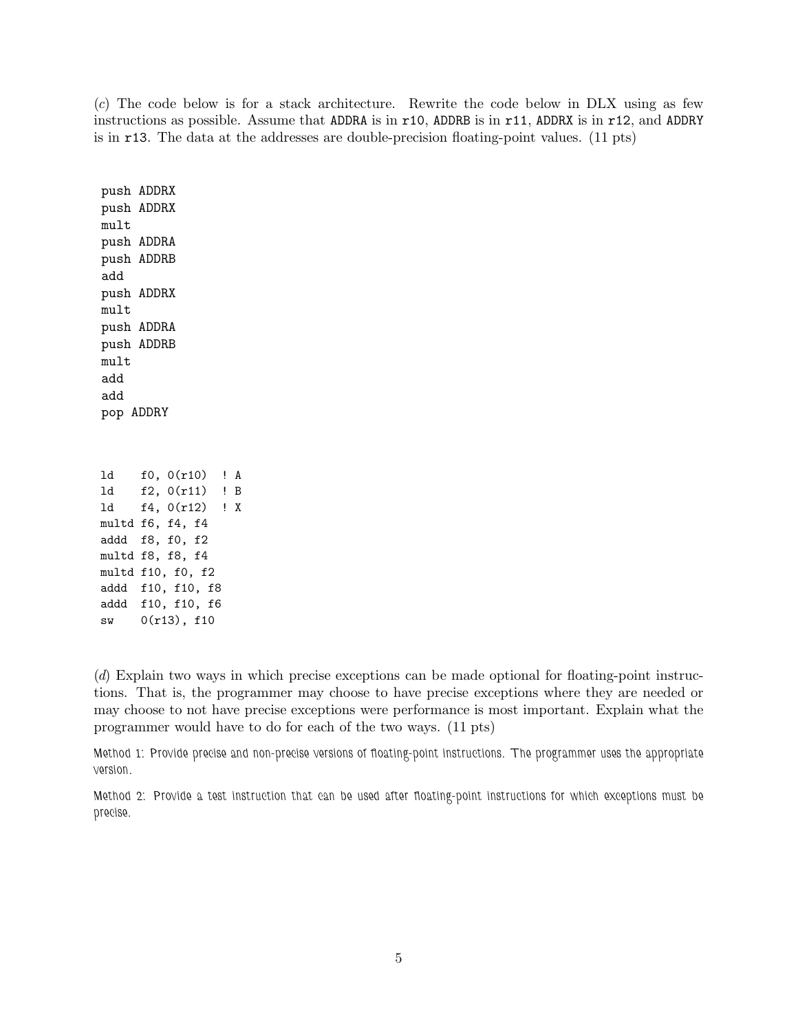(*c*) The code below is for a stack architecture. Rewrite the code below in DLX using as few instructions as possible. Assume that ADDRA is in r10, ADDRB is in r11, ADDRX is in r12, and ADDRY is in r13. The data at the addresses are double-precision floating-point values. (11 pts)

```
push ADDRX
push ADDRX
mult
push ADDRA
push ADDRB
add
push ADDRX
mult
push ADDRA
push ADDRB
mult
add
add
pop ADDRY
```

```
ld    f0, 0(r10)  ! A
ld    f2, 0(r11)  ! B
ld    f4, 0(r12)  ! X
multd f6, f4, f4
addd  f8, f0, f2
multd f8, f8, f4
multd f10, f0, f2
addd  f10, f10, f8
addd  f10, f10, f6
sw    0(r13), f10
```

(*d*) Explain two ways in which precise exceptions can be made optional for floating-point instructions. That is, the programmer may choose to have precise exceptions where they are needed or may choose to not have precise exceptions were performance is most important. Explain what the programmer would have to do for each of the two ways. (11 pts)

Method 1: Provide precise and non-precise versions of floating-point instructions. The programmer uses the appropriate version.

Method 2: Provide a test instruction that can be used after floating-point instructions for which exceptions must be precise.